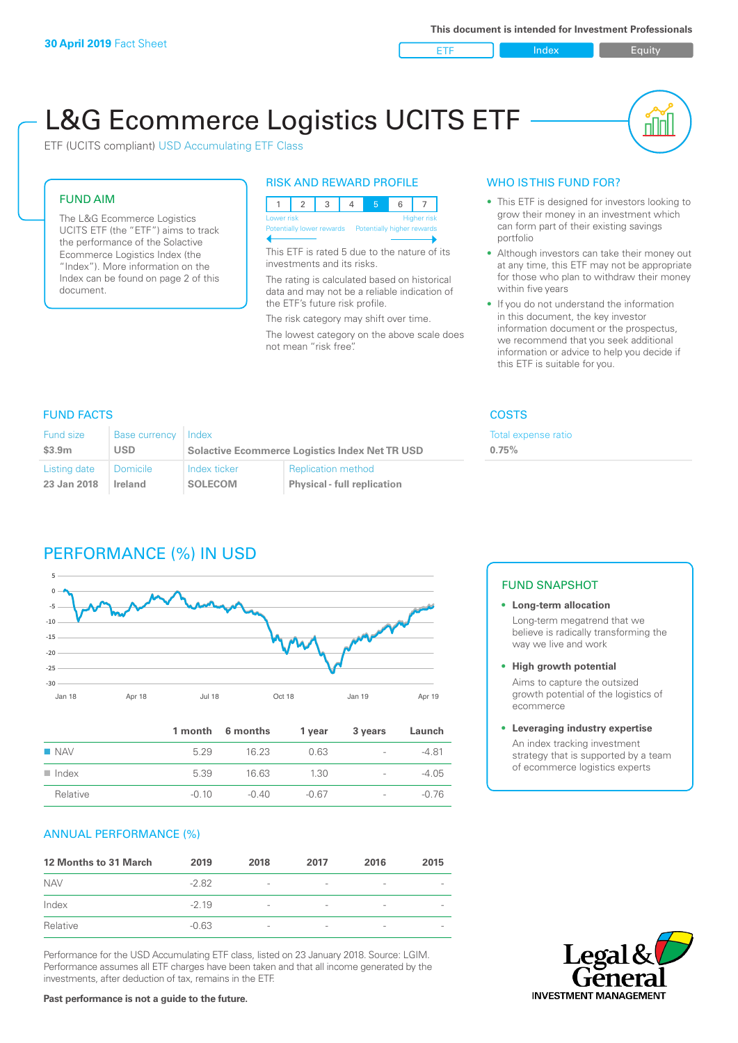**30 April 2019** Fact Sheet

This document is intended for Investment Professionals

ETF | Index | Equity

# L&G Ecommerce Logistics UCITS ETF

ETF (UCITS compliant) USD Accumulating ETF Class

## FUND AIM

The L&G Ecommerce Logistics UCITS ETF (the "ETF") aims to track the performance of the Solactive Ecommerce Logistics Index (the "Index"). More information on the Index can be found on page 2 of this document.

## RISK AND REWARD PROFILE

| 1 | 2 | 3 | 4 | 5 | 6 | 7 |
|---|---|---|---|---|---|---|

Lower risk — Potentially lower rewards | Higher risk — Potentially higher rewards

This ETF is rated 5 due to the nature of its investments and its risks.

The rating is calculated based on historical data and may not be a reliable indication of the ETF's future risk profile.

The risk category may shift over time.

The lowest category on the above scale does not mean "risk free".

## WHO IS THIS FUND FOR?

- This ETF is designed for investors looking to grow their money in an investment which can form part of their existing savings portfolio
- Although investors can take their money out at any time, this ETF may not be appropriate for those who plan to withdraw their money within five years
- If you do not understand the information in this document, the key investor information document or the prospectus, we recommend that you seek additional information or advice to help you decide if this ETF is suitable for you.

## FUND FACTS

| Fund size | Base currency | Index | |
|---|---|---|---|
| $3.9m | USD | Solactive Ecommerce Logistics Index Net TR USD | |
| **Listing date** | **Domicile** | **Index ticker** | **Replication method** |
| 23 Jan 2018 | Ireland | SOLECOM | Physical - full replication |

## COSTS

| Total expense ratio |
|---|
| 0.75% |

## PERFORMANCE (%) IN USD

| | 1 month | 6 months | 1 year | 3 years | Launch |
|---|---|---|---|---|---|
| NAV | 5.29 | 16.23 | 0.63 | - | -4.81 |
| Index | 5.39 | 16.63 | 1.30 | - | -4.05 |
| Relative | -0.10 | -0.40 | -0.67 | - | -0.76 |

## FUND SNAPSHOT

- **Long-term allocation**
  Long-term megatrend that we believe is radically transforming the way we live and work
- **High growth potential**
  Aims to capture the outsized growth potential of the logistics of ecommerce
- **Leveraging industry expertise**
  An index tracking investment strategy that is supported by a team of ecommerce logistics experts

## ANNUAL PERFORMANCE (%)

| 12 Months to 31 March | 2019 | 2018 | 2017 | 2016 | 2015 |
|---|---|---|---|---|---|
| NAV | -2.82 | - | - | - | - |
| Index | -2.19 | - | - | - | - |
| Relative | -0.63 | - | - | - | - |

Performance for the USD Accumulating ETF class, listed on 23 January 2018. Source: LGIM. Performance assumes all ETF charges have been taken and that all income generated by the investments, after deduction of tax, remains in the ETF.

**Past performance is not a guide to the future.**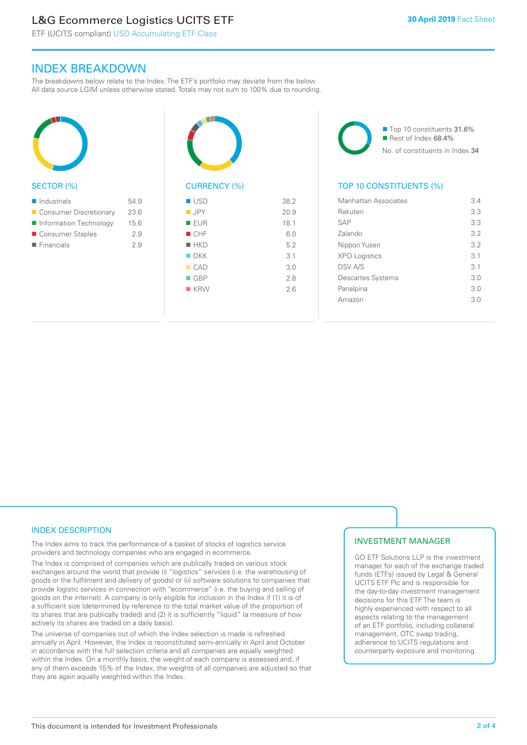## INDEX BREAKDOWN

The breakdowns below relate to the Index. The ETF's portfolio may deviate from the below. All data source LGIM unless otherwise stated. Totals may not sum to 100% due to rounding.

### SECTOR (%)

| Sector | % |
|---|---|
| Industrials | 54.9 |
| Consumer Discretionary | 23.6 |
| Information Technology | 15.6 |
| Consumer Staples | 2.9 |
| Financials | 2.9 |

### CURRENCY (%)

| Currency | % |
|---|---|
| USD | 38.2 |
| JPY | 20.9 |
| EUR | 18.1 |
| CHF | 6.0 |
| HKD | 5.2 |
| DKK | 3.1 |
| CAD | 3.0 |
| GBP | 2.8 |
| KRW | 2.6 |

Top 10 constituents 31.6%
Rest of Index 68.4%
No. of constituents in Index 34

### TOP 10 CONSTITUENTS (%)

| Constituent | % |
|---|---|
| Manhattan Associates | 3.4 |
| Rakuten | 3.3 |
| SAP | 3.3 |
| Zalando | 3.2 |
| Nippon Yusen | 3.2 |
| XPO Logistics | 3.1 |
| DSV A/S | 3.1 |
| Descartes Systems | 3.0 |
| Panalpina | 3.0 |
| Amazon | 3.0 |

## INDEX DESCRIPTION

The Index aims to track the performance of a basket of stocks of logistics service providers and technology companies who are engaged in ecommerce.

The Index is comprised of companies which are publically traded on various stock exchanges around the world that provide (i) "logistics" services (i.e. the warehousing of goods or the fulfilment and delivery of goods) or (ii) software solutions to companies that provide logistic services in connection with "ecommerce" (i.e. the buying and selling of goods on the internet). A company is only eligible for inclusion in the Index if (1) it is of a sufficient size (determined by reference to the total market value of the proportion of its shares that are publically traded) and (2) it is sufficiently "liquid" (a measure of how actively its shares are traded on a daily basis).

The universe of companies out of which the Index selection is made is refreshed annually in April. However, the Index is reconstituted semi-annually in April and October in accordance with the full selection criteria and all companies are equally weighted within the Index. On a monthly basis, the weight of each company is assessed and, if any of them exceeds 15% of the Index, the weights of all companies are adjusted so that they are again equally weighted within the Index.

## INVESTMENT MANAGER

GO ETF Solutions LLP is the investment manager for each of the exchange traded funds (ETFs) issued by Legal & General UCITS ETF Plc and is responsible for the day-to-day investment management decisions for this ETF. The team is highly experienced with respect to all aspects relating to the management of an ETF portfolio, including collateral management, OTC swap trading, adherence to UCITS regulations and counterparty exposure and monitoring.

This document is intended for Investment Professionals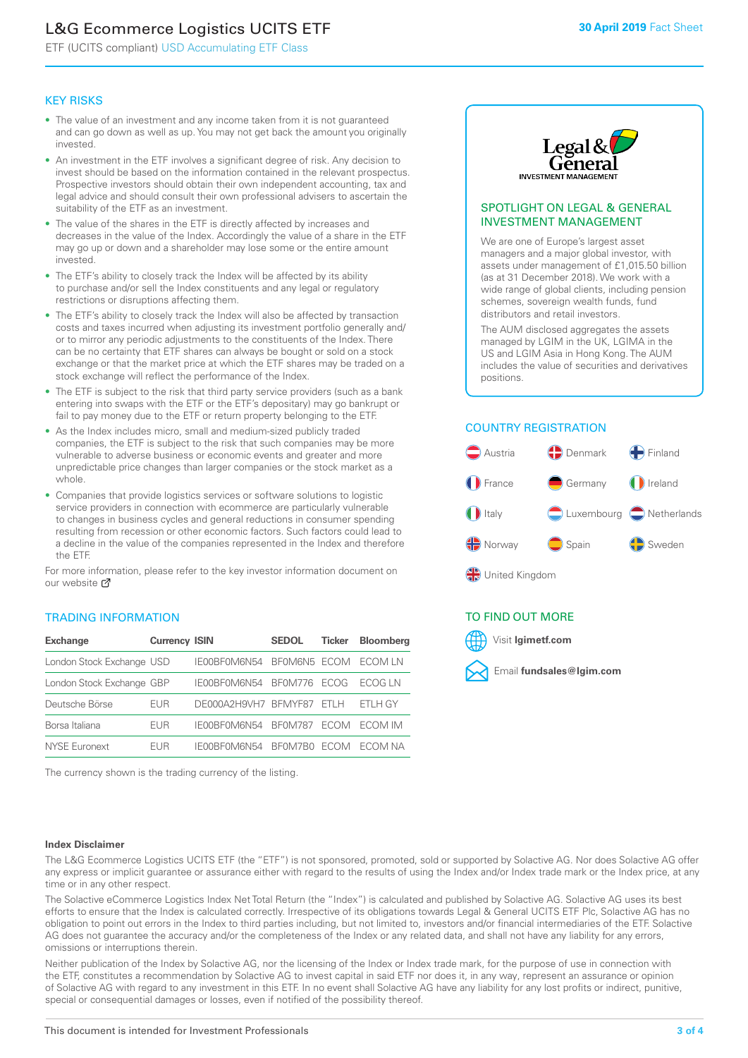# L&G Ecommerce Logistics UCITS ETF

ETF (UCITS compliant) USD Accumulating ETF Class

**30 April 2019** Fact Sheet

## KEY RISKS

- The value of an investment and any income taken from it is not guaranteed and can go down as well as up. You may not get back the amount you originally invested.
- An investment in the ETF involves a significant degree of risk. Any decision to invest should be based on the information contained in the relevant prospectus. Prospective investors should obtain their own independent accounting, tax and legal advice and should consult their own professional advisers to ascertain the suitability of the ETF as an investment.
- The value of the shares in the ETF is directly affected by increases and decreases in the value of the Index. Accordingly the value of a share in the ETF may go up or down and a shareholder may lose some or the entire amount invested.
- The ETF's ability to closely track the Index will be affected by its ability to purchase and/or sell the Index constituents and any legal or regulatory restrictions or disruptions affecting them.
- The ETF's ability to closely track the Index will also be affected by transaction costs and taxes incurred when adjusting its investment portfolio generally and/or to mirror any periodic adjustments to the constituents of the Index. There can be no certainty that ETF shares can always be bought or sold on a stock exchange or that the market price at which the ETF shares may be traded on a stock exchange will reflect the performance of the Index.
- The ETF is subject to the risk that third party service providers (such as a bank entering into swaps with the ETF or the ETF's depositary) may go bankrupt or fail to pay money due to the ETF or return property belonging to the ETF.
- As the Index includes micro, small and medium-sized publicly traded companies, the ETF is subject to the risk that such companies may be more vulnerable to adverse business or economic events and greater and more unpredictable price changes than larger companies or the stock market as a whole.
- Companies that provide logistics services or software solutions to logistic service providers in connection with ecommerce are particularly vulnerable to changes in business cycles and general reductions in consumer spending resulting from recession or other economic factors. Such factors could lead to a decline in the value of the companies represented in the Index and therefore the ETF.

For more information, please refer to the key investor information document on our website

## TRADING INFORMATION

| Exchange | Currency | ISIN | SEDOL | Ticker | Bloomberg |
|---|---|---|---|---|---|
| London Stock Exchange | USD | IE00BF0M6N54 | BF0M6N5 | ECOM | ECOM LN |
| London Stock Exchange | GBP | IE00BF0M6N54 | BF0M776 | ECOG | ECOG LN |
| Deutsche Börse | EUR | DE000A2H9VH7 | BFMYF87 | ETLH | ETLH GY |
| Borsa Italiana | EUR | IE00BF0M6N54 | BF0M787 | ECOM | ECOM IM |
| NYSE Euronext | EUR | IE00BF0M6N54 | BF0M7B0 | ECOM | ECOM NA |

The currency shown is the trading currency of the listing.

## SPOTLIGHT ON LEGAL & GENERAL INVESTMENT MANAGEMENT

We are one of Europe's largest asset managers and a major global investor, with assets under management of £1,015.50 billion (as at 31 December 2018). We work with a wide range of global clients, including pension schemes, sovereign wealth funds, fund distributors and retail investors.

The AUM disclosed aggregates the assets managed by LGIM in the UK, LGIMA in the US and LGIM Asia in Hong Kong. The AUM includes the value of securities and derivatives positions.

## COUNTRY REGISTRATION

Austria, Denmark, Finland, France, Germany, Ireland, Italy, Luxembourg, Netherlands, Norway, Spain, Sweden, United Kingdom

## TO FIND OUT MORE

Visit **lgimetf.com**

Email **fundsales@lgim.com**

### Index Disclaimer

The L&G Ecommerce Logistics UCITS ETF (the "ETF") is not sponsored, promoted, sold or supported by Solactive AG. Nor does Solactive AG offer any express or implicit guarantee or assurance either with regard to the results of using the Index and/or Index trade mark or the Index price, at any time or in any other respect.

The Solactive eCommerce Logistics Index Net Total Return (the "Index") is calculated and published by Solactive AG. Solactive AG uses its best efforts to ensure that the Index is calculated correctly. Irrespective of its obligations towards Legal & General UCITS ETF Plc, Solactive AG has no obligation to point out errors in the Index to third parties including, but not limited to, investors and/or financial intermediaries of the ETF. Solactive AG does not guarantee the accuracy and/or the completeness of the Index or any related data, and shall not have any liability for any errors, omissions or interruptions therein.

Neither publication of the Index by Solactive AG, nor the licensing of the Index or Index trade mark, for the purpose of use in connection with the ETF, constitutes a recommendation by Solactive AG to invest capital in said ETF nor does it, in any way, represent an assurance or opinion of Solactive AG with regard to any investment in this ETF. In no event shall Solactive AG have any liability for any lost profits or indirect, punitive, special or consequential damages or losses, even if notified of the possibility thereof.

This document is intended for Investment Professionals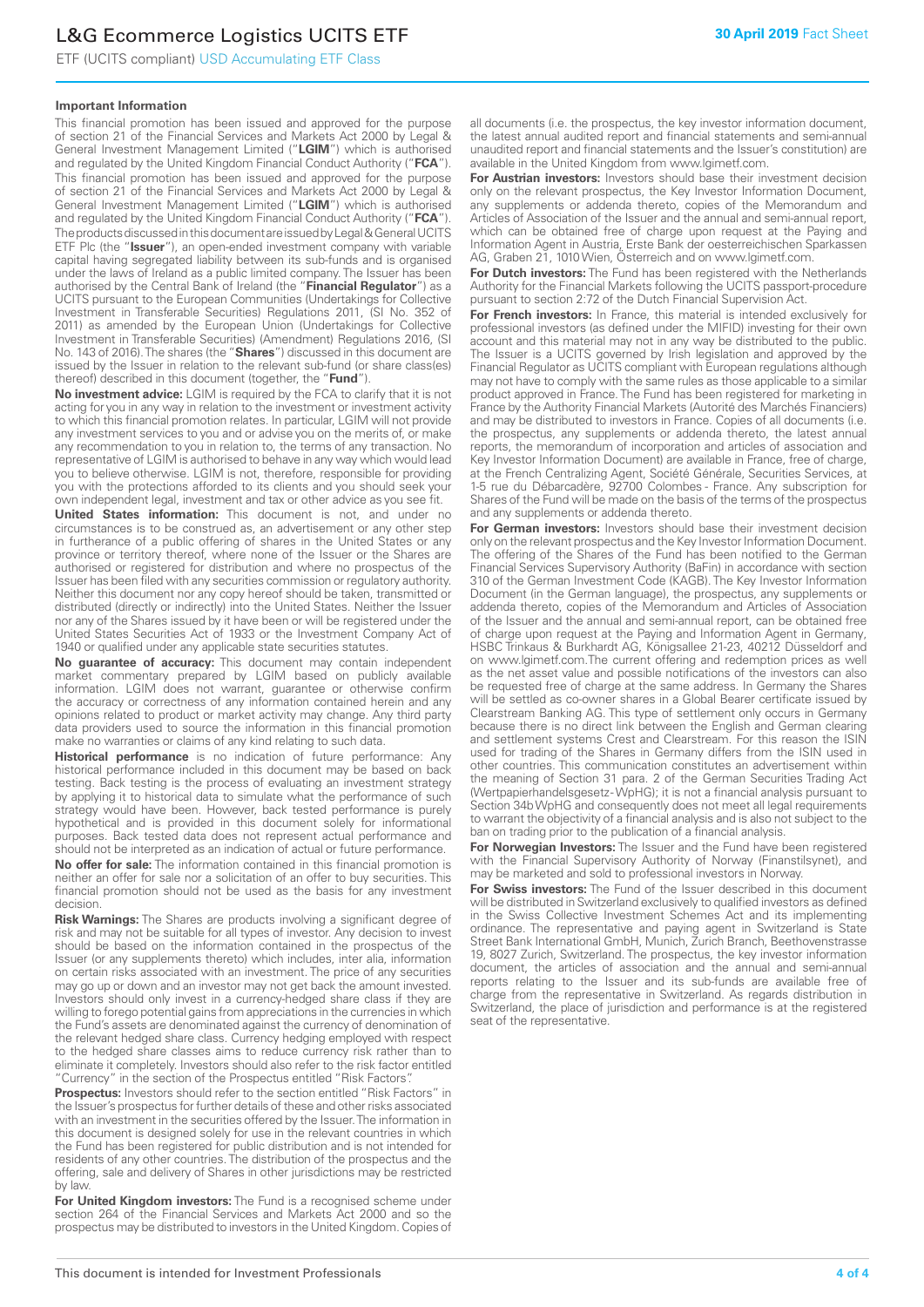# L&G Ecommerce Logistics UCITS ETF

ETF (UCITS compliant) USD Accumulating ETF Class

30 April 2019 Fact Sheet

### Important Information

This financial promotion has been issued and approved for the purpose of section 21 of the Financial Services and Markets Act 2000 by Legal & General Investment Management Limited ("**LGIM**") which is authorised and regulated by the United Kingdom Financial Conduct Authority ("**FCA**"). This financial promotion has been issued and approved for the purpose of section 21 of the Financial Services and Markets Act 2000 by Legal & General Investment Management Limited ("**LGIM**") which is authorised and regulated by the United Kingdom Financial Conduct Authority ("**FCA**"). The products discussed in this document are issued by Legal & General UCITS ETF Plc (the "**Issuer**"), an open-ended investment company with variable capital having segregated liability between its sub-funds and is organised under the laws of Ireland as a public limited company. The Issuer has been authorised by the Central Bank of Ireland (the "**Financial Regulator**") as a UCITS pursuant to the European Communities (Undertakings for Collective Investment in Transferable Securities) Regulations 2011, (SI No. 352 of 2011) as amended by the European Union (Undertakings for Collective Investment in Transferable Securities) (Amendment) Regulations 2016, (SI No. 143 of 2016). The shares (the "**Shares**") discussed in this document are issued by the Issuer in relation to the relevant sub-fund (or share class(es) thereof) described in this document (together, the "**Fund**").

**No investment advice:** LGIM is required by the FCA to clarify that it is not acting for you in any way in relation to the investment or investment activity to which this financial promotion relates. In particular, LGIM will not provide any investment services to you and or advise you on the merits of, or make any recommendation to you in relation to, the terms of any transaction. No representative of LGIM is authorised to behave in any way which would lead you to believe otherwise. LGIM is not, therefore, responsible for providing you with the protections afforded to its clients and you should seek your own independent legal, investment and tax or other advice as you see fit.

**United States information:** This document is not, and under no circumstances is to be construed as, an advertisement or any other step in furtherance of a public offering of shares in the United States or any province or territory thereof, where none of the Issuer or the Shares are authorised or registered for distribution and where no prospectus of the Issuer has been filed with any securities commission or regulatory authority. Neither this document nor any copy hereof should be taken, transmitted or distributed (directly or indirectly) into the United States. Neither the Issuer nor any of the Shares issued by it have been or will be registered under the United States Securities Act of 1933 or the Investment Company Act of 1940 or qualified under any applicable state securities statutes.

**No guarantee of accuracy:** This document may contain independent market commentary prepared by LGIM based on publicly available information. LGIM does not warrant, guarantee or otherwise confirm the accuracy or correctness of any information contained herein and any opinions related to product or market activity may change. Any third party data providers used to source the information in this financial promotion make no warranties or claims of any kind relating to such data.

**Historical performance** is no indication of future performance: Any historical performance included in this document may be based on back testing. Back testing is the process of evaluating an investment strategy by applying it to historical data to simulate what the performance of such strategy would have been. However, back tested performance is purely hypothetical and is provided in this document solely for informational purposes. Back tested data does not represent actual performance and should not be interpreted as an indication of actual or future performance.

**No offer for sale:** The information contained in this financial promotion is neither an offer for sale nor a solicitation of an offer to buy securities. This financial promotion should not be used as the basis for any investment decision.

**Risk Warnings:** The Shares are products involving a significant degree of risk and may not be suitable for all types of investor. Any decision to invest should be based on the information contained in the prospectus of the Issuer (or any supplements thereto) which includes, inter alia, information on certain risks associated with an investment. The price of any securities may go up or down and an investor may not get back the amount invested. Investors should only invest in a currency-hedged share class if they are willing to forego potential gains from appreciations in the currencies in which the Fund's assets are denominated against the currency of denomination of the relevant hedged share class. Currency hedging employed with respect to the hedged share classes aims to reduce currency risk rather than to eliminate it completely. Investors should also refer to the risk factor entitled "Currency" in the section of the Prospectus entitled "Risk Factors".

**Prospectus:** Investors should refer to the section entitled "Risk Factors" in the Issuer's prospectus for further details of these and other risks associated with an investment in the securities offered by the Issuer. The information in this document is designed solely for use in the relevant countries in which the Fund has been registered for public distribution and is not intended for residents of any other countries. The distribution of the prospectus and the offering, sale and delivery of Shares in other jurisdictions may be restricted by law.

**For United Kingdom investors:** The Fund is a recognised scheme under section 264 of the Financial Services and Markets Act 2000 and so the prospectus may be distributed to investors in the United Kingdom. Copies of all documents (i.e. the prospectus, the key investor information document, the latest annual audited report and financial statements and semi-annual unaudited report and financial statements and the Issuer's constitution) are available in the United Kingdom from www.lgimetf.com.

**For Austrian investors:** Investors should base their investment decision only on the relevant prospectus, the Key Investor Information Document, any supplements or addenda thereto, copies of the Memorandum and Articles of Association of the Issuer and the annual and semi-annual report, which can be obtained free of charge upon request at the Paying and Information Agent in Austria, Erste Bank der oesterreichischen Sparkassen AG, Graben 21, 1010 Wien, Österreich and on www.lgimetf.com.

**For Dutch investors:** The Fund has been registered with the Netherlands Authority for the Financial Markets following the UCITS passport-procedure pursuant to section 2:72 of the Dutch Financial Supervision Act.

**For French investors:** In France, this material is intended exclusively for professional investors (as defined under the MIFID) investing for their own account and this material may not in any way be distributed to the public. The Issuer is a UCITS governed by Irish legislation and approved by the Financial Regulator as UCITS compliant with European regulations although may not have to comply with the same rules as those applicable to a similar product approved in France. The Fund has been registered for marketing in France by the Authority Financial Markets (Autorité des Marchés Financiers) and may be distributed to investors in France. Copies of all documents (i.e. the prospectus, any supplements or addenda thereto, the latest annual reports, the memorandum of incorporation and articles of association and Key Investor Information Document) are available in France, free of charge, at the French Centralizing Agent, Société Générale, Securities Services, at 1-5 rue du Débarcadère, 92700 Colombes - France. Any subscription for Shares of the Fund will be made on the basis of the terms of the prospectus and any supplements or addenda thereto.

**For German investors:** Investors should base their investment decision only on the relevant prospectus and the Key Investor Information Document. The offering of the Shares of the Fund has been notified to the German Financial Services Supervisory Authority (BaFin) in accordance with section 310 of the German Investment Code (KAGB). The Key Investor Information Document (in the German language), the prospectus, any supplements or addenda thereto, copies of the Memorandum and Articles of Association of the Issuer and the annual and semi-annual report, can be obtained free of charge upon request at the Paying and Information Agent in Germany, HSBC Trinkaus & Burkhardt AG, Königsallee 21-23, 40212 Düsseldorf and on www.lgimetf.com.The current offering and redemption prices as well as the net asset value and possible notifications of the investors can also be requested free of charge at the same address. In Germany the Shares will be settled as co-owner shares in a Global Bearer certificate issued by Clearstream Banking AG. This type of settlement only occurs in Germany because there is no direct link between the English and German clearing and settlement systems Crest and Clearstream. For this reason the ISIN used for trading of the Shares in Germany differs from the ISIN used in other countries. This communication constitutes an advertisement within the meaning of Section 31 para. 2 of the German Securities Trading Act (Wertpapierhandelsgesetz - WpHG); it is not a financial analysis pursuant to Section 34b WpHG and consequently does not meet all legal requirements to warrant the objectivity of a financial analysis and is also not subject to the ban on trading prior to the publication of a financial analysis.

**For Norwegian Investors:** The Issuer and the Fund have been registered with the Financial Supervisory Authority of Norway (Finanstilsynet), and may be marketed and sold to professional investors in Norway.

**For Swiss investors:** The Fund of the Issuer described in this document will be distributed in Switzerland exclusively to qualified investors as defined in the Swiss Collective Investment Schemes Act and its implementing ordinance. The representative and paying agent in Switzerland is State Street Bank International GmbH, Munich, Zurich Branch, Beethovenstrasse 19, 8027 Zurich, Switzerland. The prospectus, the key investor information document, the articles of association and the annual and semi-annual reports relating to the Issuer and its sub-funds are available free of charge from the representative in Switzerland. As regards distribution in Switzerland, the place of jurisdiction and performance is at the registered seat of the representative.

This document is intended for Investment Professionals